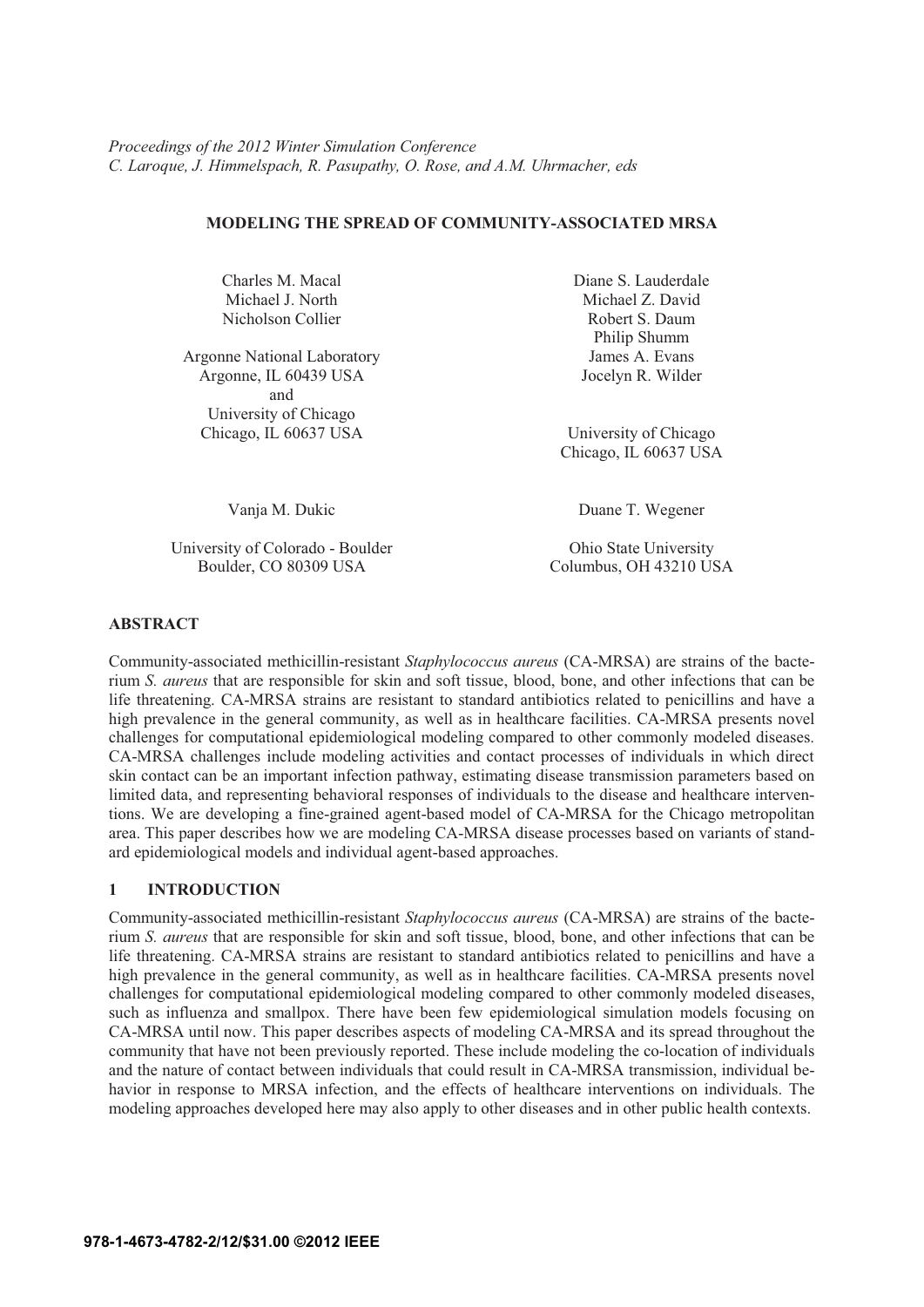*Proceedings of the 2012 Winter Simulation Conference*
*C. Laroque, J. Himmelspach, R. Pasupathy, O. Rose, and A.M. Uhrmacher, eds*

# MODELING THE SPREAD OF COMMUNITY-ASSOCIATED MRSA

Charles M. Macal
Michael J. North
Nicholson Collier

Argonne National Laboratory
Argonne, IL 60439 USA
and
University of Chicago
Chicago, IL 60637 USA

Diane S. Lauderdale
Michael Z. David
Robert S. Daum
Philip Shumm
James A. Evans
Jocelyn R. Wilder

University of Chicago
Chicago, IL 60637 USA

Vanja M. Dukic

University of Colorado - Boulder
Boulder, CO 80309 USA

Duane T. Wegener

Ohio State University
Columbus, OH 43210 USA

## ABSTRACT

Community-associated methicillin-resistant *Staphylococcus aureus* (CA-MRSA) are strains of the bacterium *S. aureus* that are responsible for skin and soft tissue, blood, bone, and other infections that can be life threatening. CA-MRSA strains are resistant to standard antibiotics related to penicillins and have a high prevalence in the general community, as well as in healthcare facilities. CA-MRSA presents novel challenges for computational epidemiological modeling compared to other commonly modeled diseases. CA-MRSA challenges include modeling activities and contact processes of individuals in which direct skin contact can be an important infection pathway, estimating disease transmission parameters based on limited data, and representing behavioral responses of individuals to the disease and healthcare interventions. We are developing a fine-grained agent-based model of CA-MRSA for the Chicago metropolitan area. This paper describes how we are modeling CA-MRSA disease processes based on variants of standard epidemiological models and individual agent-based approaches.

## 1 INTRODUCTION

Community-associated methicillin-resistant *Staphylococcus aureus* (CA-MRSA) are strains of the bacterium *S. aureus* that are responsible for skin and soft tissue, blood, bone, and other infections that can be life threatening. CA-MRSA strains are resistant to standard antibiotics related to penicillins and have a high prevalence in the general community, as well as in healthcare facilities. CA-MRSA presents novel challenges for computational epidemiological modeling compared to other commonly modeled diseases, such as influenza and smallpox. There have been few epidemiological simulation models focusing on CA-MRSA until now. This paper describes aspects of modeling CA-MRSA and its spread throughout the community that have not been previously reported. These include modeling the co-location of individuals and the nature of contact between individuals that could result in CA-MRSA transmission, individual behavior in response to MRSA infection, and the effects of healthcare interventions on individuals. The modeling approaches developed here may also apply to other diseases and in other public health contexts.

978-1-4673-4782-2/12/$31.00 ©2012 IEEE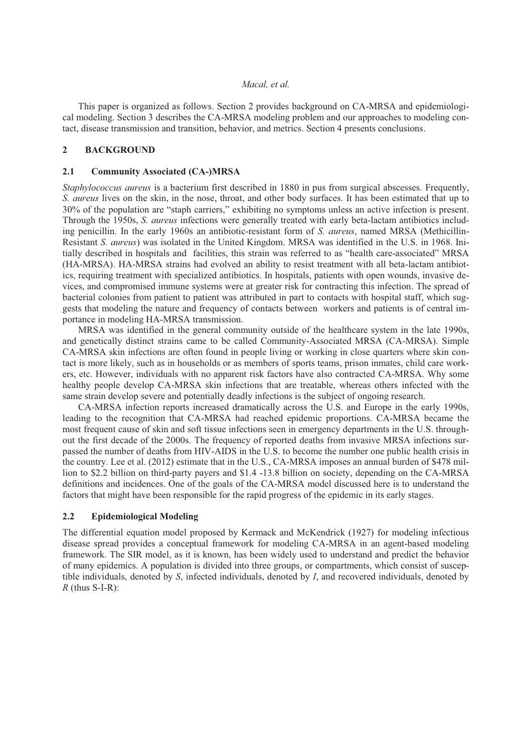This paper is organized as follows. Section 2 provides background on CA-MRSA and epidemiological modeling. Section 3 describes the CA-MRSA modeling problem and our approaches to modeling contact, disease transmission and transition, behavior, and metrics. Section 4 presents conclusions.

## 2 BACKGROUND

### 2.1 Community Associated (CA-)MRSA

*Staphylococcus aureus* is a bacterium first described in 1880 in pus from surgical abscesses. Frequently, *S. aureus* lives on the skin, in the nose, throat, and other body surfaces. It has been estimated that up to 30% of the population are "staph carriers," exhibiting no symptoms unless an active infection is present. Through the 1950s, *S. aureus* infections were generally treated with early beta-lactam antibiotics including penicillin. In the early 1960s an antibiotic-resistant form of *S. aureus*, named MRSA (Methicillin-Resistant *S. aureus*) was isolated in the United Kingdom. MRSA was identified in the U.S. in 1968. Initially described in hospitals and facilities, this strain was referred to as "health care-associated" MRSA (HA-MRSA). HA-MRSA strains had evolved an ability to resist treatment with all beta-lactam antibiotics, requiring treatment with specialized antibiotics. In hospitals, patients with open wounds, invasive devices, and compromised immune systems were at greater risk for contracting this infection. The spread of bacterial colonies from patient to patient was attributed in part to contacts with hospital staff, which suggests that modeling the nature and frequency of contacts between workers and patients is of central importance in modeling HA-MRSA transmission.

MRSA was identified in the general community outside of the healthcare system in the late 1990s, and genetically distinct strains came to be called Community-Associated MRSA (CA-MRSA). Simple CA-MRSA skin infections are often found in people living or working in close quarters where skin contact is more likely, such as in households or as members of sports teams, prison inmates, child care workers, etc. However, individuals with no apparent risk factors have also contracted CA-MRSA. Why some healthy people develop CA-MRSA skin infections that are treatable, whereas others infected with the same strain develop severe and potentially deadly infections is the subject of ongoing research.

CA-MRSA infection reports increased dramatically across the U.S. and Europe in the early 1990s, leading to the recognition that CA-MRSA had reached epidemic proportions. CA-MRSA became the most frequent cause of skin and soft tissue infections seen in emergency departments in the U.S. throughout the first decade of the 2000s. The frequency of reported deaths from invasive MRSA infections surpassed the number of deaths from HIV-AIDS in the U.S. to become the number one public health crisis in the country. Lee et al. (2012) estimate that in the U.S., CA-MRSA imposes an annual burden of \$478 million to \$2.2 billion on third-party payers and \$1.4 -13.8 billion on society, depending on the CA-MRSA definitions and incidences. One of the goals of the CA-MRSA model discussed here is to understand the factors that might have been responsible for the rapid progress of the epidemic in its early stages.

### 2.2 Epidemiological Modeling

The differential equation model proposed by Kermack and McKendrick (1927) for modeling infectious disease spread provides a conceptual framework for modeling CA-MRSA in an agent-based modeling framework. The SIR model, as it is known, has been widely used to understand and predict the behavior of many epidemics. A population is divided into three groups, or compartments, which consist of susceptible individuals, denoted by $S$, infected individuals, denoted by $I$, and recovered individuals, denoted by $R$ (thus S-I-R):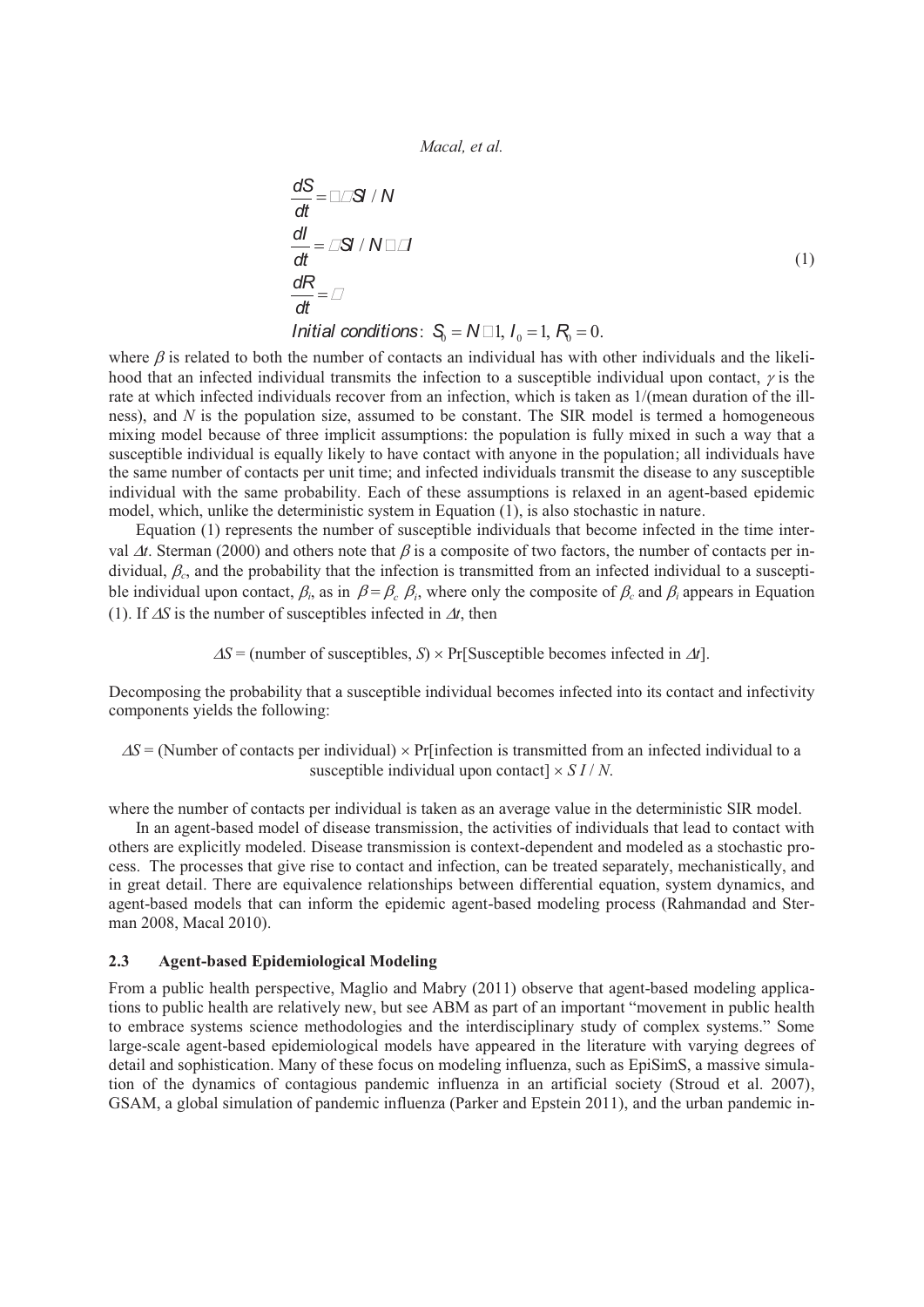$$
\begin{aligned}
\frac{dS}{dt} &= -\beta SI / N \\
\frac{dI}{dt} &= \beta SI / N - \gamma I \\
\frac{dR}{dt} &= \gamma I \\
\textit{Initial conditions}&: \; S_0 = N - 1, \; I_0 = 1, \; R_0 = 0.
\end{aligned}
\tag{1}
$$

where $\beta$ is related to both the number of contacts an individual has with other individuals and the likelihood that an infected individual transmits the infection to a susceptible individual upon contact, $\gamma$ is the rate at which infected individuals recover from an infection, which is taken as 1/(mean duration of the illness), and $N$ is the population size, assumed to be constant. The SIR model is termed a homogeneous mixing model because of three implicit assumptions: the population is fully mixed in such a way that a susceptible individual is equally likely to have contact with anyone in the population; all individuals have the same number of contacts per unit time; and infected individuals transmit the disease to any susceptible individual with the same probability. Each of these assumptions is relaxed in an agent-based epidemic model, which, unlike the deterministic system in Equation (1), is also stochastic in nature.

Equation (1) represents the number of susceptible individuals that become infected in the time interval $\Delta t$. Sterman (2000) and others note that $\beta$ is a composite of two factors, the number of contacts per individual, $\beta_c$, and the probability that the infection is transmitted from an infected individual to a susceptible individual upon contact, $\beta_i$, as in $\beta = \beta_c \, \beta_i$, where only the composite of $\beta_c$ and $\beta_i$ appears in Equation (1). If $\Delta S$ is the number of susceptibles infected in $\Delta t$, then

$\Delta S$ = (number of susceptibles, $S$) × Pr[Susceptible becomes infected in $\Delta t$].

Decomposing the probability that a susceptible individual becomes infected into its contact and infectivity components yields the following:

$\Delta S$ = (Number of contacts per individual) × Pr[infection is transmitted from an infected individual to a susceptible individual upon contact] × $S\,I\,/\,N$.

where the number of contacts per individual is taken as an average value in the deterministic SIR model.

In an agent-based model of disease transmission, the activities of individuals that lead to contact with others are explicitly modeled. Disease transmission is context-dependent and modeled as a stochastic process. The processes that give rise to contact and infection, can be treated separately, mechanistically, and in great detail. There are equivalence relationships between differential equation, system dynamics, and agent-based models that can inform the epidemic agent-based modeling process (Rahmandad and Sterman 2008, Macal 2010).

### 2.3 Agent-based Epidemiological Modeling

From a public health perspective, Maglio and Mabry (2011) observe that agent-based modeling applications to public health are relatively new, but see ABM as part of an important "movement in public health to embrace systems science methodologies and the interdisciplinary study of complex systems." Some large-scale agent-based epidemiological models have appeared in the literature with varying degrees of detail and sophistication. Many of these focus on modeling influenza, such as EpiSimS, a massive simulation of the dynamics of contagious pandemic influenza in an artificial society (Stroud et al. 2007), GSAM, a global simulation of pandemic influenza (Parker and Epstein 2011), and the urban pandemic in-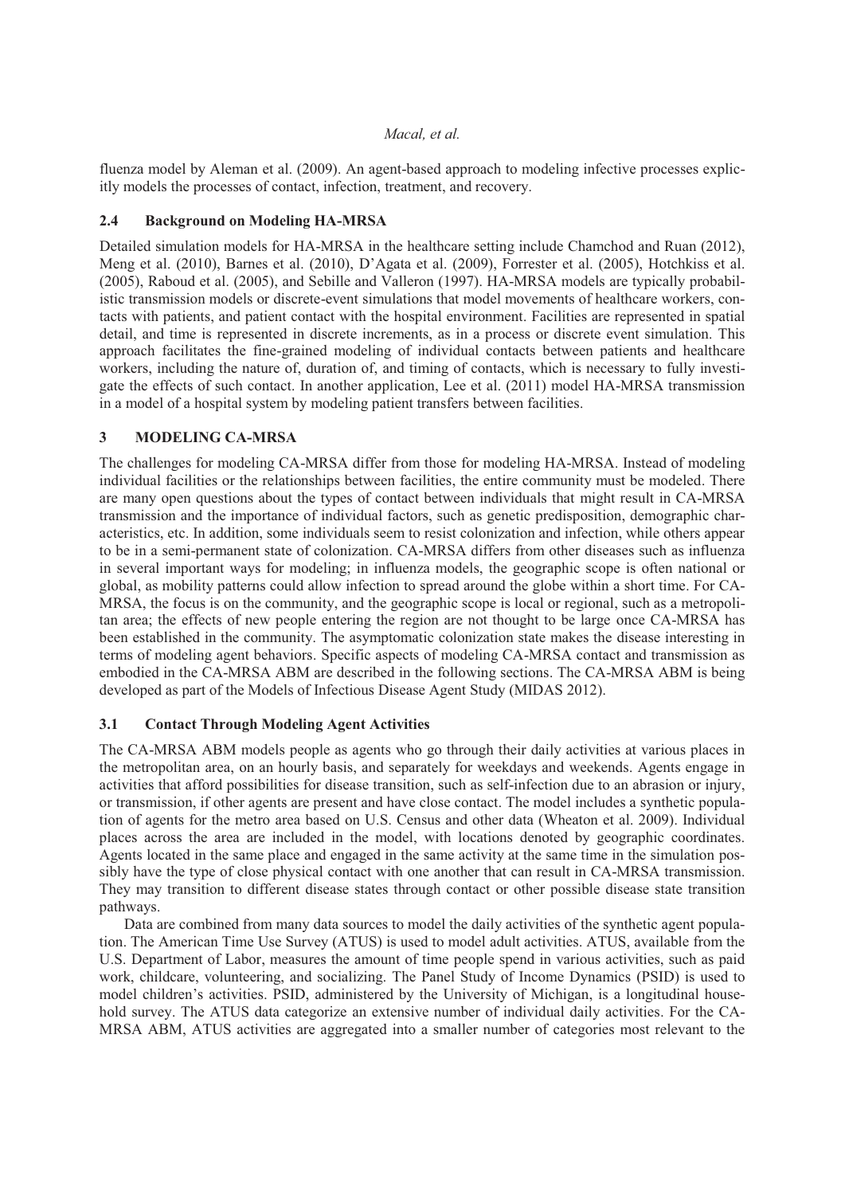fluenza model by Aleman et al. (2009). An agent-based approach to modeling infective processes explicitly models the processes of contact, infection, treatment, and recovery.

### 2.4 Background on Modeling HA-MRSA

Detailed simulation models for HA-MRSA in the healthcare setting include Chamchod and Ruan (2012), Meng et al. (2010), Barnes et al. (2010), D'Agata et al. (2009), Forrester et al. (2005), Hotchkiss et al. (2005), Raboud et al. (2005), and Sebille and Valleron (1997). HA-MRSA models are typically probabilistic transmission models or discrete-event simulations that model movements of healthcare workers, contacts with patients, and patient contact with the hospital environment. Facilities are represented in spatial detail, and time is represented in discrete increments, as in a process or discrete event simulation. This approach facilitates the fine-grained modeling of individual contacts between patients and healthcare workers, including the nature of, duration of, and timing of contacts, which is necessary to fully investigate the effects of such contact. In another application, Lee et al. (2011) model HA-MRSA transmission in a model of a hospital system by modeling patient transfers between facilities.

## 3 MODELING CA-MRSA

The challenges for modeling CA-MRSA differ from those for modeling HA-MRSA. Instead of modeling individual facilities or the relationships between facilities, the entire community must be modeled. There are many open questions about the types of contact between individuals that might result in CA-MRSA transmission and the importance of individual factors, such as genetic predisposition, demographic characteristics, etc. In addition, some individuals seem to resist colonization and infection, while others appear to be in a semi-permanent state of colonization. CA-MRSA differs from other diseases such as influenza in several important ways for modeling; in influenza models, the geographic scope is often national or global, as mobility patterns could allow infection to spread around the globe within a short time. For CA-MRSA, the focus is on the community, and the geographic scope is local or regional, such as a metropolitan area; the effects of new people entering the region are not thought to be large once CA-MRSA has been established in the community. The asymptomatic colonization state makes the disease interesting in terms of modeling agent behaviors. Specific aspects of modeling CA-MRSA contact and transmission as embodied in the CA-MRSA ABM are described in the following sections. The CA-MRSA ABM is being developed as part of the Models of Infectious Disease Agent Study (MIDAS 2012).

### 3.1 Contact Through Modeling Agent Activities

The CA-MRSA ABM models people as agents who go through their daily activities at various places in the metropolitan area, on an hourly basis, and separately for weekdays and weekends. Agents engage in activities that afford possibilities for disease transition, such as self-infection due to an abrasion or injury, or transmission, if other agents are present and have close contact. The model includes a synthetic population of agents for the metro area based on U.S. Census and other data (Wheaton et al. 2009). Individual places across the area are included in the model, with locations denoted by geographic coordinates. Agents located in the same place and engaged in the same activity at the same time in the simulation possibly have the type of close physical contact with one another that can result in CA-MRSA transmission. They may transition to different disease states through contact or other possible disease state transition pathways.

Data are combined from many data sources to model the daily activities of the synthetic agent population. The American Time Use Survey (ATUS) is used to model adult activities. ATUS, available from the U.S. Department of Labor, measures the amount of time people spend in various activities, such as paid work, childcare, volunteering, and socializing. The Panel Study of Income Dynamics (PSID) is used to model children's activities. PSID, administered by the University of Michigan, is a longitudinal household survey. The ATUS data categorize an extensive number of individual daily activities. For the CA-MRSA ABM, ATUS activities are aggregated into a smaller number of categories most relevant to the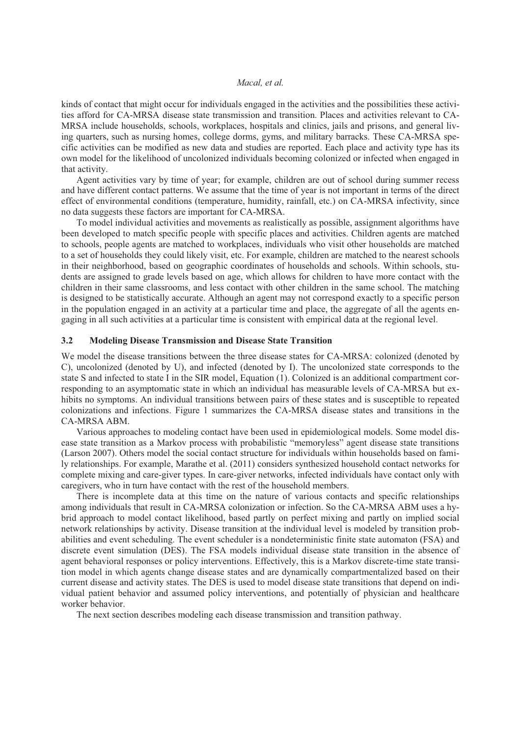kinds of contact that might occur for individuals engaged in the activities and the possibilities these activities afford for CA-MRSA disease state transmission and transition. Places and activities relevant to CA-MRSA include households, schools, workplaces, hospitals and clinics, jails and prisons, and general living quarters, such as nursing homes, college dorms, gyms, and military barracks. These CA-MRSA specific activities can be modified as new data and studies are reported. Each place and activity type has its own model for the likelihood of uncolonized individuals becoming colonized or infected when engaged in that activity.

Agent activities vary by time of year; for example, children are out of school during summer recess and have different contact patterns. We assume that the time of year is not important in terms of the direct effect of environmental conditions (temperature, humidity, rainfall, etc.) on CA-MRSA infectivity, since no data suggests these factors are important for CA-MRSA.

To model individual activities and movements as realistically as possible, assignment algorithms have been developed to match specific people with specific places and activities. Children agents are matched to schools, people agents are matched to workplaces, individuals who visit other households are matched to a set of households they could likely visit, etc. For example, children are matched to the nearest schools in their neighborhood, based on geographic coordinates of households and schools. Within schools, students are assigned to grade levels based on age, which allows for children to have more contact with the children in their same classrooms, and less contact with other children in the same school. The matching is designed to be statistically accurate. Although an agent may not correspond exactly to a specific person in the population engaged in an activity at a particular time and place, the aggregate of all the agents engaging in all such activities at a particular time is consistent with empirical data at the regional level.

### 3.2 Modeling Disease Transmission and Disease State Transition

We model the disease transitions between the three disease states for CA-MRSA: colonized (denoted by C), uncolonized (denoted by U), and infected (denoted by I). The uncolonized state corresponds to the state S and infected to state I in the SIR model, Equation (1). Colonized is an additional compartment corresponding to an asymptomatic state in which an individual has measurable levels of CA-MRSA but exhibits no symptoms. An individual transitions between pairs of these states and is susceptible to repeated colonizations and infections. Figure 1 summarizes the CA-MRSA disease states and transitions in the CA-MRSA ABM.

Various approaches to modeling contact have been used in epidemiological models. Some model disease state transition as a Markov process with probabilistic "memoryless" agent disease state transitions (Larson 2007). Others model the social contact structure for individuals within households based on family relationships. For example, Marathe et al. (2011) considers synthesized household contact networks for complete mixing and care-giver types. In care-giver networks, infected individuals have contact only with caregivers, who in turn have contact with the rest of the household members.

There is incomplete data at this time on the nature of various contacts and specific relationships among individuals that result in CA-MRSA colonization or infection. So the CA-MRSA ABM uses a hybrid approach to model contact likelihood, based partly on perfect mixing and partly on implied social network relationships by activity. Disease transition at the individual level is modeled by transition probabilities and event scheduling. The event scheduler is a nondeterministic finite state automaton (FSA) and discrete event simulation (DES). The FSA models individual disease state transition in the absence of agent behavioral responses or policy interventions. Effectively, this is a Markov discrete-time state transition model in which agents change disease states and are dynamically compartmentalized based on their current disease and activity states. The DES is used to model disease state transitions that depend on individual patient behavior and assumed policy interventions, and potentially of physician and healthcare worker behavior.

The next section describes modeling each disease transmission and transition pathway.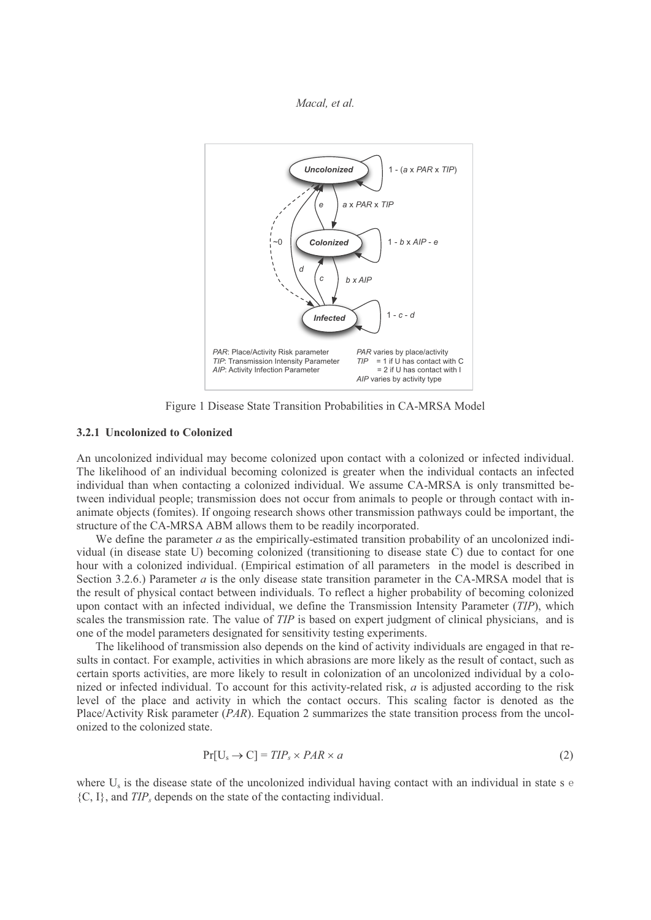Figure 1 Disease State Transition Probabilities in CA-MRSA Model

### 3.2.1 Uncolonized to Colonized

An uncolonized individual may become colonized upon contact with a colonized or infected individual. The likelihood of an individual becoming colonized is greater when the individual contacts an infected individual than when contacting a colonized individual. We assume CA-MRSA is only transmitted between individual people; transmission does not occur from animals to people or through contact with inanimate objects (fomites). If ongoing research shows other transmission pathways could be important, the structure of the CA-MRSA ABM allows them to be readily incorporated.

We define the parameter *a* as the empirically-estimated transition probability of an uncolonized individual (in disease state U) becoming colonized (transitioning to disease state C) due to contact for one hour with a colonized individual. (Empirical estimation of all parameters in the model is described in Section 3.2.6.) Parameter *a* is the only disease state transition parameter in the CA-MRSA model that is the result of physical contact between individuals. To reflect a higher probability of becoming colonized upon contact with an infected individual, we define the Transmission Intensity Parameter (*TIP*), which scales the transmission rate. The value of *TIP* is based on expert judgment of clinical physicians, and is one of the model parameters designated for sensitivity testing experiments.

The likelihood of transmission also depends on the kind of activity individuals are engaged in that results in contact. For example, activities in which abrasions are more likely as the result of contact, such as certain sports activities, are more likely to result in colonization of an uncolonized individual by a colonized or infected individual. To account for this activity-related risk, *a* is adjusted according to the risk level of the place and activity in which the contact occurs. This scaling factor is denoted as the Place/Activity Risk parameter (*PAR*). Equation 2 summarizes the state transition process from the uncolonized to the colonized state.

$$\Pr[U_s \rightarrow C] = TIP_s \times PAR \times a \tag{2}$$

where $U_s$ is the disease state of the uncolonized individual having contact with an individual in state $s \in \{C, I\}$, and $TIP_s$ depends on the state of the contacting individual.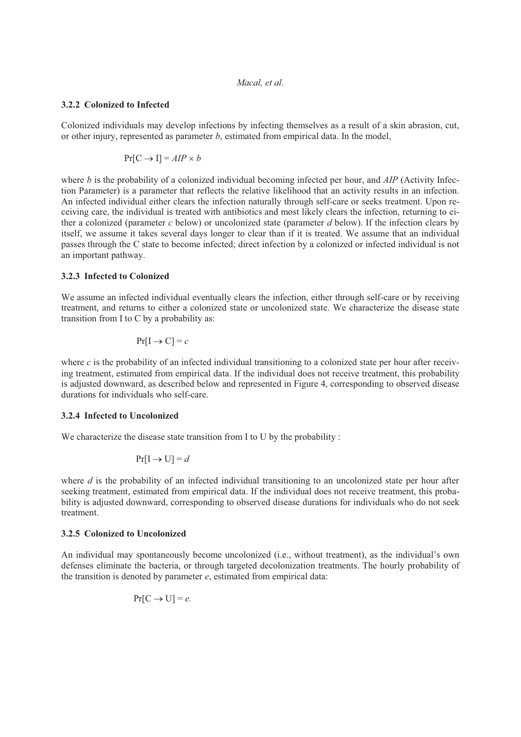### 3.2.2 Colonized to Infected

Colonized individuals may develop infections by infecting themselves as a result of a skin abrasion, cut, or other injury, represented as parameter *b*, estimated from empirical data. In the model,

$$\Pr[\mathrm{C} \rightarrow \mathrm{I}] = AIP \times b$$

where *b* is the probability of a colonized individual becoming infected per hour, and *AIP* (Activity Infection Parameter) is a parameter that reflects the relative likelihood that an activity results in an infection. An infected individual either clears the infection naturally through self-care or seeks treatment. Upon receiving care, the individual is treated with antibiotics and most likely clears the infection, returning to either a colonized (parameter *c* below) or uncolonized state (parameter *d* below). If the infection clears by itself, we assume it takes several days longer to clear than if it is treated. We assume that an individual passes through the C state to become infected; direct infection by a colonized or infected individual is not an important pathway.

### 3.2.3 Infected to Colonized

We assume an infected individual eventually clears the infection, either through self-care or by receiving treatment, and returns to either a colonized state or uncolonized state. We characterize the disease state transition from I to C by a probability as:

$$\Pr[\mathrm{I} \rightarrow \mathrm{C}] = c$$

where *c* is the probability of an infected individual transitioning to a colonized state per hour after receiving treatment, estimated from empirical data. If the individual does not receive treatment, this probability is adjusted downward, as described below and represented in Figure 4, corresponding to observed disease durations for individuals who self-care.

### 3.2.4 Infected to Uncolonized

We characterize the disease state transition from I to U by the probability :

$$\Pr[\mathrm{I} \rightarrow \mathrm{U}] = d$$

where *d* is the probability of an infected individual transitioning to an uncolonized state per hour after seeking treatment, estimated from empirical data. If the individual does not receive treatment, this probability is adjusted downward, corresponding to observed disease durations for individuals who do not seek treatment.

### 3.2.5 Colonized to Uncolonized

An individual may spontaneously become uncolonized (i.e., without treatment), as the individual's own defenses eliminate the bacteria, or through targeted decolonization treatments. The hourly probability of the transition is denoted by parameter *e*, estimated from empirical data:

$$\Pr[\mathrm{C} \rightarrow \mathrm{U}] = e.$$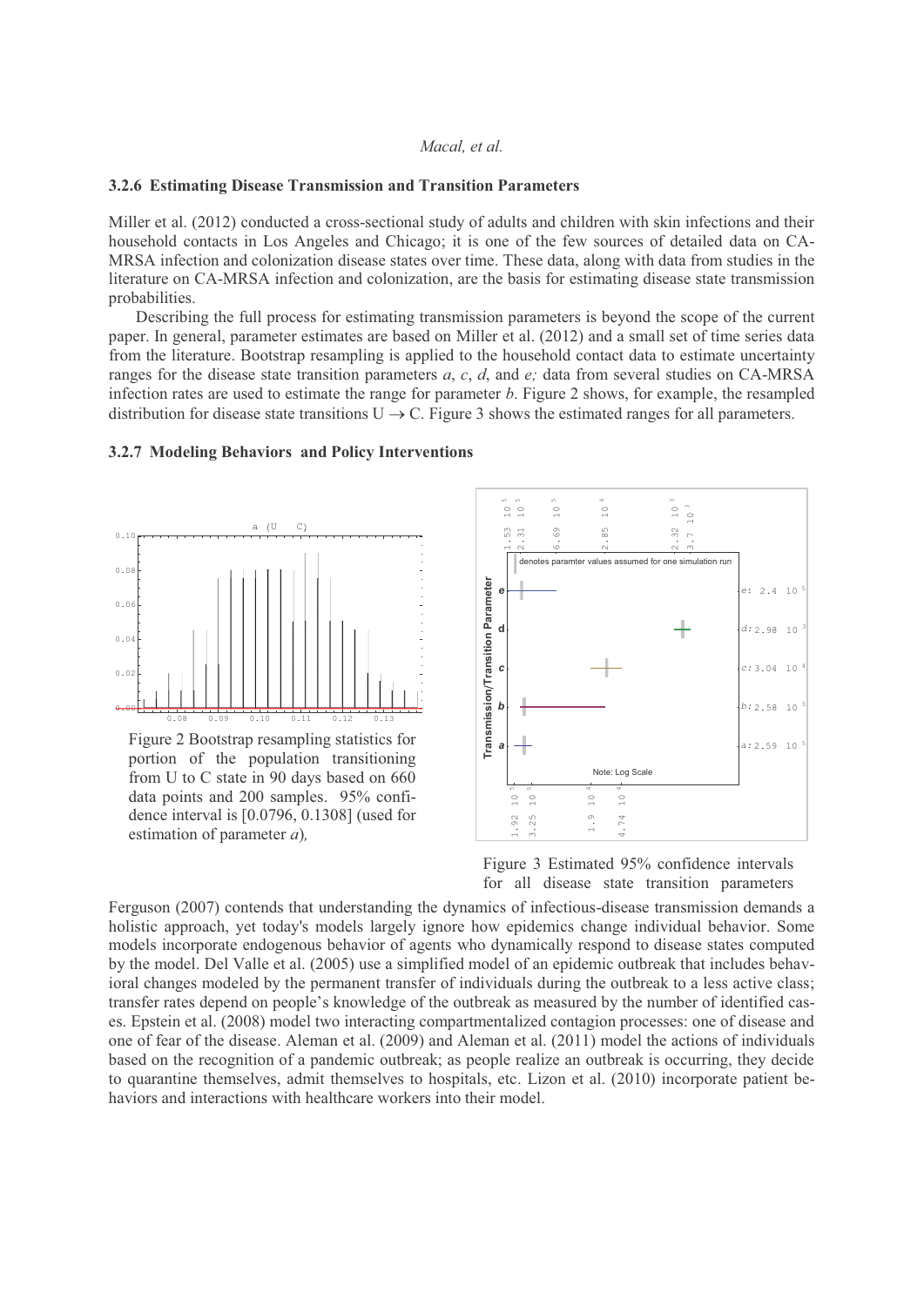### 3.2.6 Estimating Disease Transmission and Transition Parameters

Miller et al. (2012) conducted a cross-sectional study of adults and children with skin infections and their household contacts in Los Angeles and Chicago; it is one of the few sources of detailed data on CA-MRSA infection and colonization disease states over time. These data, along with data from studies in the literature on CA-MRSA infection and colonization, are the basis for estimating disease state transmission probabilities.

Describing the full process for estimating transmission parameters is beyond the scope of the current paper. In general, parameter estimates are based on Miller et al. (2012) and a small set of time series data from the literature. Bootstrap resampling is applied to the household contact data to estimate uncertainty ranges for the disease state transition parameters *a*, *c*, *d*, and *e;* data from several studies on CA-MRSA infection rates are used to estimate the range for parameter *b*. Figure 2 shows, for example, the resampled distribution for disease state transitions U $\rightarrow$ C. Figure 3 shows the estimated ranges for all parameters.

### 3.2.7 Modeling Behaviors and Policy Interventions

Figure 2 Bootstrap resampling statistics for portion of the population transitioning from U to C state in 90 days based on 660 data points and 200 samples. 95% confidence interval is [0.0796, 0.1308] (used for estimation of parameter *a*),

Figure 3 Estimated 95% confidence intervals for all disease state transition parameters

Ferguson (2007) contends that understanding the dynamics of infectious-disease transmission demands a holistic approach, yet today's models largely ignore how epidemics change individual behavior. Some models incorporate endogenous behavior of agents who dynamically respond to disease states computed by the model. Del Valle et al. (2005) use a simplified model of an epidemic outbreak that includes behavioral changes modeled by the permanent transfer of individuals during the outbreak to a less active class; transfer rates depend on people's knowledge of the outbreak as measured by the number of identified cases. Epstein et al. (2008) model two interacting compartmentalized contagion processes: one of disease and one of fear of the disease. Aleman et al. (2009) and Aleman et al. (2011) model the actions of individuals based on the recognition of a pandemic outbreak; as people realize an outbreak is occurring, they decide to quarantine themselves, admit themselves to hospitals, etc. Lizon et al. (2010) incorporate patient behaviors and interactions with healthcare workers into their model.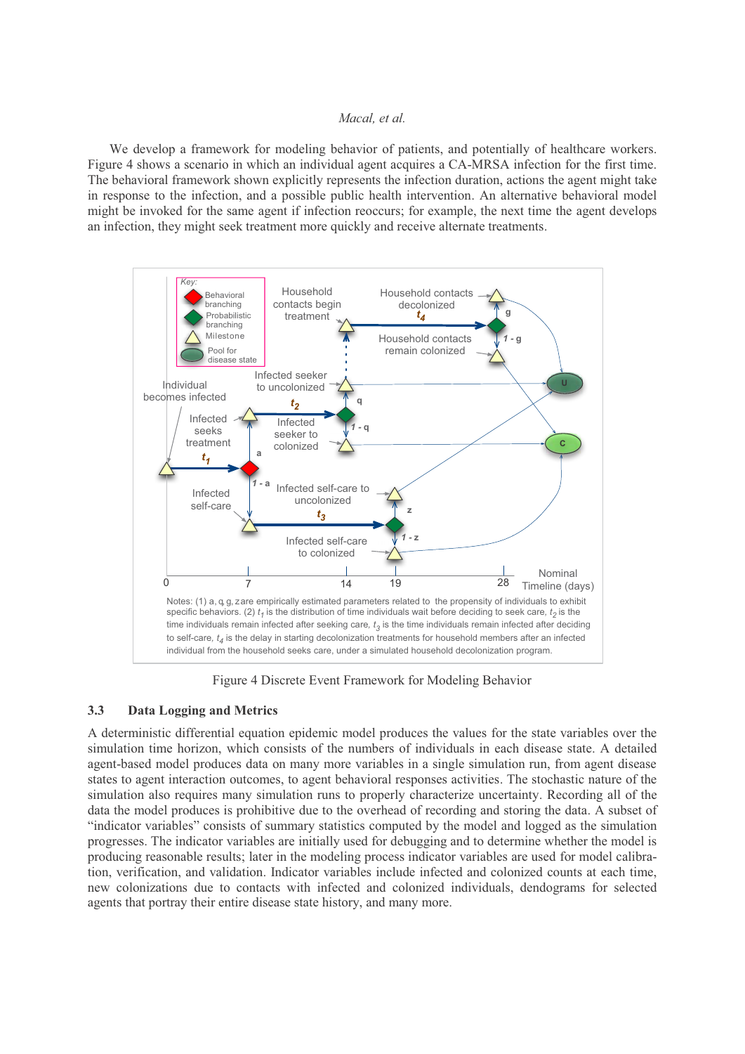We develop a framework for modeling behavior of patients, and potentially of healthcare workers. Figure 4 shows a scenario in which an individual agent acquires a CA-MRSA infection for the first time. The behavioral framework shown explicitly represents the infection duration, actions the agent might take in response to the infection, and a possible public health intervention. An alternative behavioral model might be invoked for the same agent if infection reoccurs; for example, the next time the agent develops an infection, they might seek treatment more quickly and receive alternate treatments.

Notes: (1) a, q, g, z are empirically estimated parameters related to the propensity of individuals to exhibit specific behaviors. (2) $t_1$ is the distribution of time individuals wait before deciding to seek care, $t_2$ is the time individuals remain infected after seeking care, $t_3$ is the time individuals remain infected after deciding to self-care, $t_4$ is the delay in starting decolonization treatments for household members after an infected individual from the household seeks care, under a simulated household decolonization program.

Figure 4 Discrete Event Framework for Modeling Behavior

### 3.3 Data Logging and Metrics

A deterministic differential equation epidemic model produces the values for the state variables over the simulation time horizon, which consists of the numbers of individuals in each disease state. A detailed agent-based model produces data on many more variables in a single simulation run, from agent disease states to agent interaction outcomes, to agent behavioral responses activities. The stochastic nature of the simulation also requires many simulation runs to properly characterize uncertainty. Recording all of the data the model produces is prohibitive due to the overhead of recording and storing the data. A subset of "indicator variables" consists of summary statistics computed by the model and logged as the simulation progresses. The indicator variables are initially used for debugging and to determine whether the model is producing reasonable results; later in the modeling process indicator variables are used for model calibration, verification, and validation. Indicator variables include infected and colonized counts at each time, new colonizations due to contacts with infected and colonized individuals, dendograms for selected agents that portray their entire disease state history, and many more.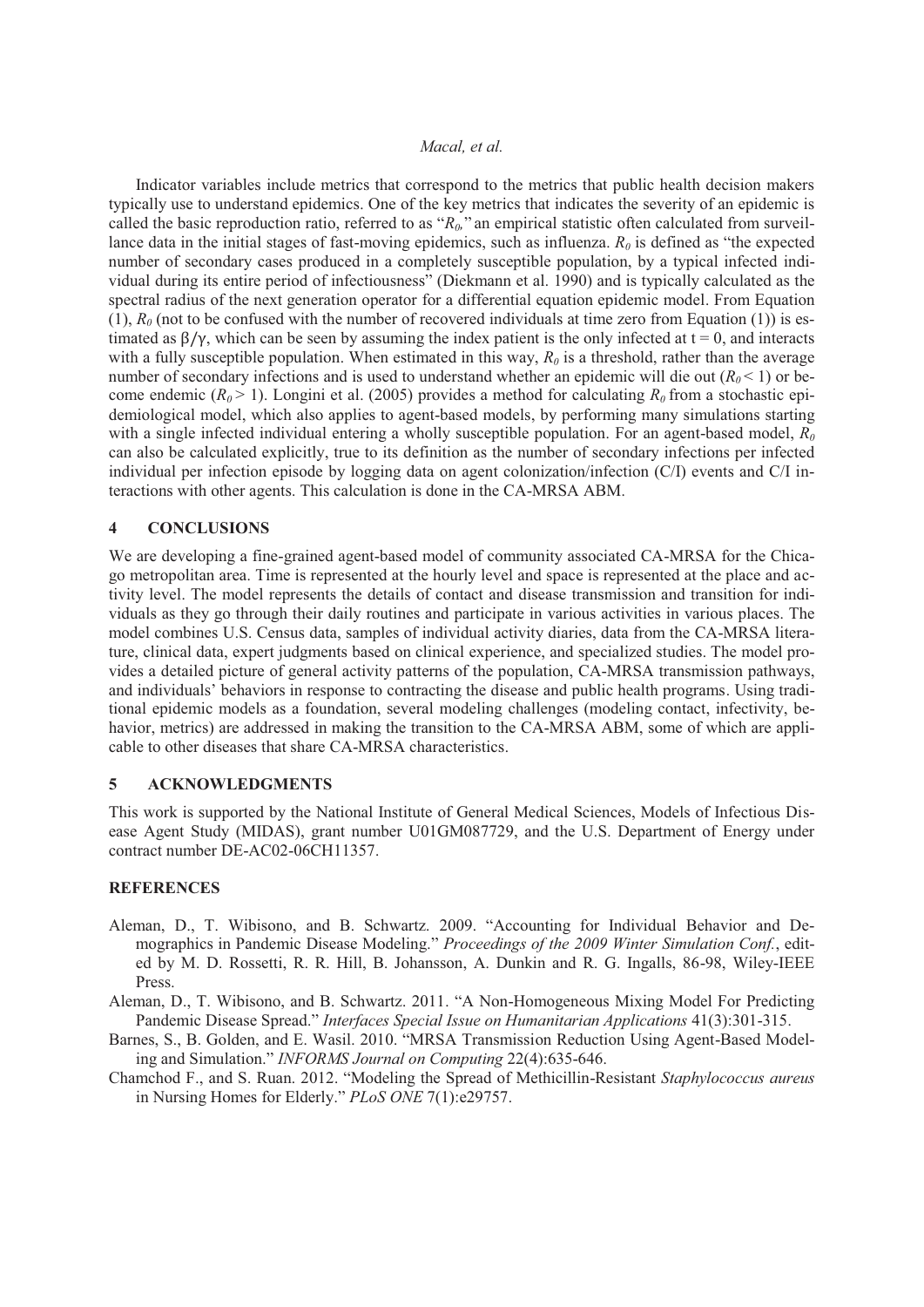Indicator variables include metrics that correspond to the metrics that public health decision makers typically use to understand epidemics. One of the key metrics that indicates the severity of an epidemic is called the basic reproduction ratio, referred to as "$R_0$," an empirical statistic often calculated from surveillance data in the initial stages of fast-moving epidemics, such as influenza. $R_0$ is defined as "the expected number of secondary cases produced in a completely susceptible population, by a typical infected individual during its entire period of infectiousness" (Diekmann et al. 1990) and is typically calculated as the spectral radius of the next generation operator for a differential equation epidemic model. From Equation (1), $R_0$ (not to be confused with the number of recovered individuals at time zero from Equation (1)) is estimated as $\beta/\gamma$, which can be seen by assuming the index patient is the only infected at $t = 0$, and interacts with a fully susceptible population. When estimated in this way, $R_0$ is a threshold, rather than the average number of secondary infections and is used to understand whether an epidemic will die out ($R_0 < 1$) or become endemic ($R_0 > 1$). Longini et al. (2005) provides a method for calculating $R_0$ from a stochastic epidemiological model, which also applies to agent-based models, by performing many simulations starting with a single infected individual entering a wholly susceptible population. For an agent-based model, $R_0$ can also be calculated explicitly, true to its definition as the number of secondary infections per infected individual per infection episode by logging data on agent colonization/infection (C/I) events and C/I interactions with other agents. This calculation is done in the CA-MRSA ABM.

## 4 CONCLUSIONS

We are developing a fine-grained agent-based model of community associated CA-MRSA for the Chicago metropolitan area. Time is represented at the hourly level and space is represented at the place and activity level. The model represents the details of contact and disease transmission and transition for individuals as they go through their daily routines and participate in various activities in various places. The model combines U.S. Census data, samples of individual activity diaries, data from the CA-MRSA literature, clinical data, expert judgments based on clinical experience, and specialized studies. The model provides a detailed picture of general activity patterns of the population, CA-MRSA transmission pathways, and individuals' behaviors in response to contracting the disease and public health programs. Using traditional epidemic models as a foundation, several modeling challenges (modeling contact, infectivity, behavior, metrics) are addressed in making the transition to the CA-MRSA ABM, some of which are applicable to other diseases that share CA-MRSA characteristics.

## 5 ACKNOWLEDGMENTS

This work is supported by the National Institute of General Medical Sciences, Models of Infectious Disease Agent Study (MIDAS), grant number U01GM087729, and the U.S. Department of Energy under contract number DE-AC02-06CH11357.

## REFERENCES

Aleman, D., T. Wibisono, and B. Schwartz. 2009. "Accounting for Individual Behavior and Demographics in Pandemic Disease Modeling." *Proceedings of the 2009 Winter Simulation Conf.*, edited by M. D. Rossetti, R. R. Hill, B. Johansson, A. Dunkin and R. G. Ingalls, 86-98, Wiley-IEEE Press.

Aleman, D., T. Wibisono, and B. Schwartz. 2011. "A Non-Homogeneous Mixing Model For Predicting Pandemic Disease Spread." *Interfaces Special Issue on Humanitarian Applications* 41(3):301-315.

Barnes, S., B. Golden, and E. Wasil. 2010. "MRSA Transmission Reduction Using Agent-Based Modeling and Simulation." *INFORMS Journal on Computing* 22(4):635-646.

Chamchod F., and S. Ruan. 2012. "Modeling the Spread of Methicillin-Resistant *Staphylococcus aureus* in Nursing Homes for Elderly." *PLoS ONE* 7(1):e29757.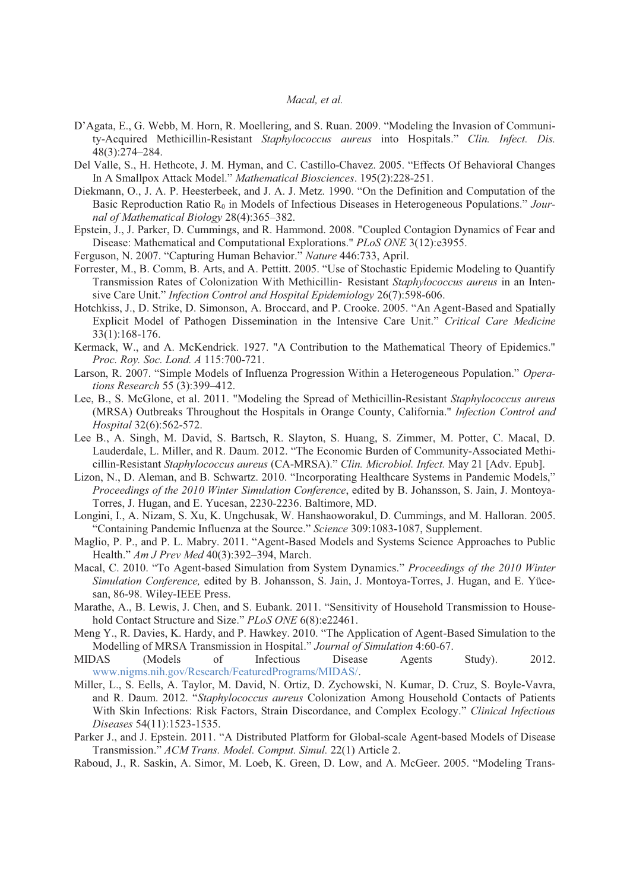D'Agata, E., G. Webb, M. Horn, R. Moellering, and S. Ruan. 2009. "Modeling the Invasion of Community-Acquired Methicillin-Resistant *Staphylococcus aureus* into Hospitals." *Clin. Infect. Dis.* 48(3):274–284.

Del Valle, S., H. Hethcote, J. M. Hyman, and C. Castillo-Chavez. 2005. "Effects Of Behavioral Changes In A Smallpox Attack Model." *Mathematical Biosciences*. 195(2):228-251.

Diekmann, O., J. A. P. Heesterbeek, and J. A. J. Metz. 1990. "On the Definition and Computation of the Basic Reproduction Ratio $R_0$ in Models of Infectious Diseases in Heterogeneous Populations." *Journal of Mathematical Biology* 28(4):365–382.

Epstein, J., J. Parker, D. Cummings, and R. Hammond. 2008. "Coupled Contagion Dynamics of Fear and Disease: Mathematical and Computational Explorations." *PLoS ONE* 3(12):e3955.

Ferguson, N. 2007. "Capturing Human Behavior." *Nature* 446:733, April.

Forrester, M., B. Comm, B. Arts, and A. Pettitt. 2005. "Use of Stochastic Epidemic Modeling to Quantify Transmission Rates of Colonization With Methicillin- Resistant *Staphylococcus aureus* in an Intensive Care Unit." *Infection Control and Hospital Epidemiology* 26(7):598-606.

Hotchkiss, J., D. Strike, D. Simonson, A. Broccard, and P. Crooke. 2005. "An Agent-Based and Spatially Explicit Model of Pathogen Dissemination in the Intensive Care Unit." *Critical Care Medicine* 33(1):168-176.

Kermack, W., and A. McKendrick. 1927. "A Contribution to the Mathematical Theory of Epidemics." *Proc. Roy. Soc. Lond. A* 115:700-721.

Larson, R. 2007. "Simple Models of Influenza Progression Within a Heterogeneous Population." *Operations Research* 55 (3):399–412.

Lee, B., S. McGlone, et al. 2011. "Modeling the Spread of Methicillin-Resistant *Staphylococcus aureus* (MRSA) Outbreaks Throughout the Hospitals in Orange County, California." *Infection Control and Hospital* 32(6):562-572.

Lee B., A. Singh, M. David, S. Bartsch, R. Slayton, S. Huang, S. Zimmer, M. Potter, C. Macal, D. Lauderdale, L. Miller, and R. Daum. 2012. "The Economic Burden of Community-Associated Methicillin-Resistant *Staphylococcus aureus* (CA-MRSA)." *Clin. Microbiol. Infect.* May 21 [Adv. Epub].

Lizon, N., D. Aleman, and B. Schwartz. 2010. "Incorporating Healthcare Systems in Pandemic Models," *Proceedings of the 2010 Winter Simulation Conference*, edited by B. Johansson, S. Jain, J. Montoya-Torres, J. Hugan, and E. Yucesan, 2230-2236. Baltimore, MD.

Longini, I., A. Nizam, S. Xu, K. Ungchusak, W. Hanshaoworakul, D. Cummings, and M. Halloran. 2005. "Containing Pandemic Influenza at the Source." *Science* 309:1083-1087, Supplement.

Maglio, P. P., and P. L. Mabry. 2011. "Agent-Based Models and Systems Science Approaches to Public Health." *Am J Prev Med* 40(3):392–394, March.

Macal, C. 2010. "To Agent-based Simulation from System Dynamics." *Proceedings of the 2010 Winter Simulation Conference,* edited by B. Johansson, S. Jain, J. Montoya-Torres, J. Hugan, and E. Yücesan, 86-98. Wiley-IEEE Press.

Marathe, A., B. Lewis, J. Chen, and S. Eubank. 2011. "Sensitivity of Household Transmission to Household Contact Structure and Size." *PLoS ONE* 6(8):e22461.

Meng Y., R. Davies, K. Hardy, and P. Hawkey. 2010. "The Application of Agent-Based Simulation to the Modelling of MRSA Transmission in Hospital." *Journal of Simulation* 4:60-67.

MIDAS (Models of Infectious Disease Agents Study). 2012. www.nigms.nih.gov/Research/FeaturedPrograms/MIDAS/.

Miller, L., S. Eells, A. Taylor, M. David, N. Ortiz, D. Zychowski, N. Kumar, D. Cruz, S. Boyle-Vavra, and R. Daum. 2012. "*Staphylococcus aureus* Colonization Among Household Contacts of Patients With Skin Infections: Risk Factors, Strain Discordance, and Complex Ecology." *Clinical Infectious Diseases* 54(11):1523-1535.

Parker J., and J. Epstein. 2011. "A Distributed Platform for Global-scale Agent-based Models of Disease Transmission." *ACM Trans. Model. Comput. Simul.* 22(1) Article 2.

Raboud, J., R. Saskin, A. Simor, M. Loeb, K. Green, D. Low, and A. McGeer. 2005. "Modeling Trans-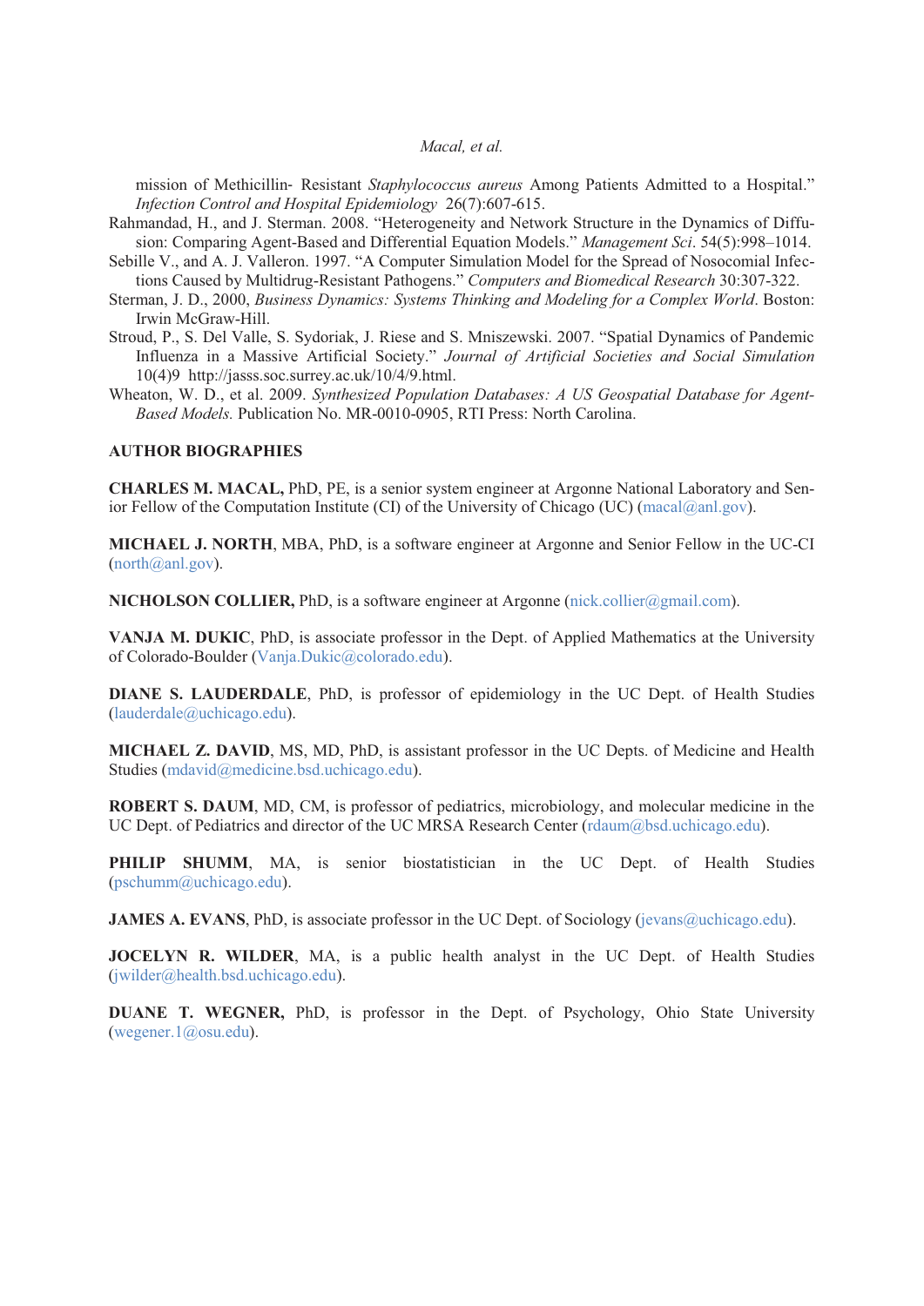mission of Methicillin- Resistant *Staphylococcus aureus* Among Patients Admitted to a Hospital." *Infection Control and Hospital Epidemiology* 26(7):607-615.

Rahmandad, H., and J. Sterman. 2008. "Heterogeneity and Network Structure in the Dynamics of Diffusion: Comparing Agent-Based and Differential Equation Models." *Management Sci*. 54(5):998–1014.

Sebille V., and A. J. Valleron. 1997. "A Computer Simulation Model for the Spread of Nosocomial Infections Caused by Multidrug-Resistant Pathogens." *Computers and Biomedical Research* 30:307-322.

Sterman, J. D., 2000, *Business Dynamics: Systems Thinking and Modeling for a Complex World*. Boston: Irwin McGraw-Hill.

Stroud, P., S. Del Valle, S. Sydoriak, J. Riese and S. Mniszewski. 2007. "Spatial Dynamics of Pandemic Influenza in a Massive Artificial Society." *Journal of Artificial Societies and Social Simulation* 10(4)9 http://jasss.soc.surrey.ac.uk/10/4/9.html.

Wheaton, W. D., et al. 2009. *Synthesized Population Databases: A US Geospatial Database for Agent-Based Models.* Publication No. MR-0010-0905, RTI Press: North Carolina.

## AUTHOR BIOGRAPHIES

**CHARLES M. MACAL,** PhD, PE, is a senior system engineer at Argonne National Laboratory and Senior Fellow of the Computation Institute (CI) of the University of Chicago (UC) (macal@anl.gov).

**MICHAEL J. NORTH**, MBA, PhD, is a software engineer at Argonne and Senior Fellow in the UC-CI (north@anl.gov).

**NICHOLSON COLLIER,** PhD, is a software engineer at Argonne (nick.collier@gmail.com).

**VANJA M. DUKIC**, PhD, is associate professor in the Dept. of Applied Mathematics at the University of Colorado-Boulder (Vanja.Dukic@colorado.edu).

**DIANE S. LAUDERDALE**, PhD, is professor of epidemiology in the UC Dept. of Health Studies (lauderdale@uchicago.edu).

**MICHAEL Z. DAVID**, MS, MD, PhD, is assistant professor in the UC Depts. of Medicine and Health Studies (mdavid@medicine.bsd.uchicago.edu).

**ROBERT S. DAUM**, MD, CM, is professor of pediatrics, microbiology, and molecular medicine in the UC Dept. of Pediatrics and director of the UC MRSA Research Center (rdaum@bsd.uchicago.edu).

**PHILIP SHUMM**, MA, is senior biostatistician in the UC Dept. of Health Studies (pschumm@uchicago.edu).

**JAMES A. EVANS**, PhD, is associate professor in the UC Dept. of Sociology (jevans@uchicago.edu).

**JOCELYN R. WILDER**, MA, is a public health analyst in the UC Dept. of Health Studies (jwilder@health.bsd.uchicago.edu).

**DUANE T. WEGNER,** PhD, is professor in the Dept. of Psychology, Ohio State University (wegener.1@osu.edu).